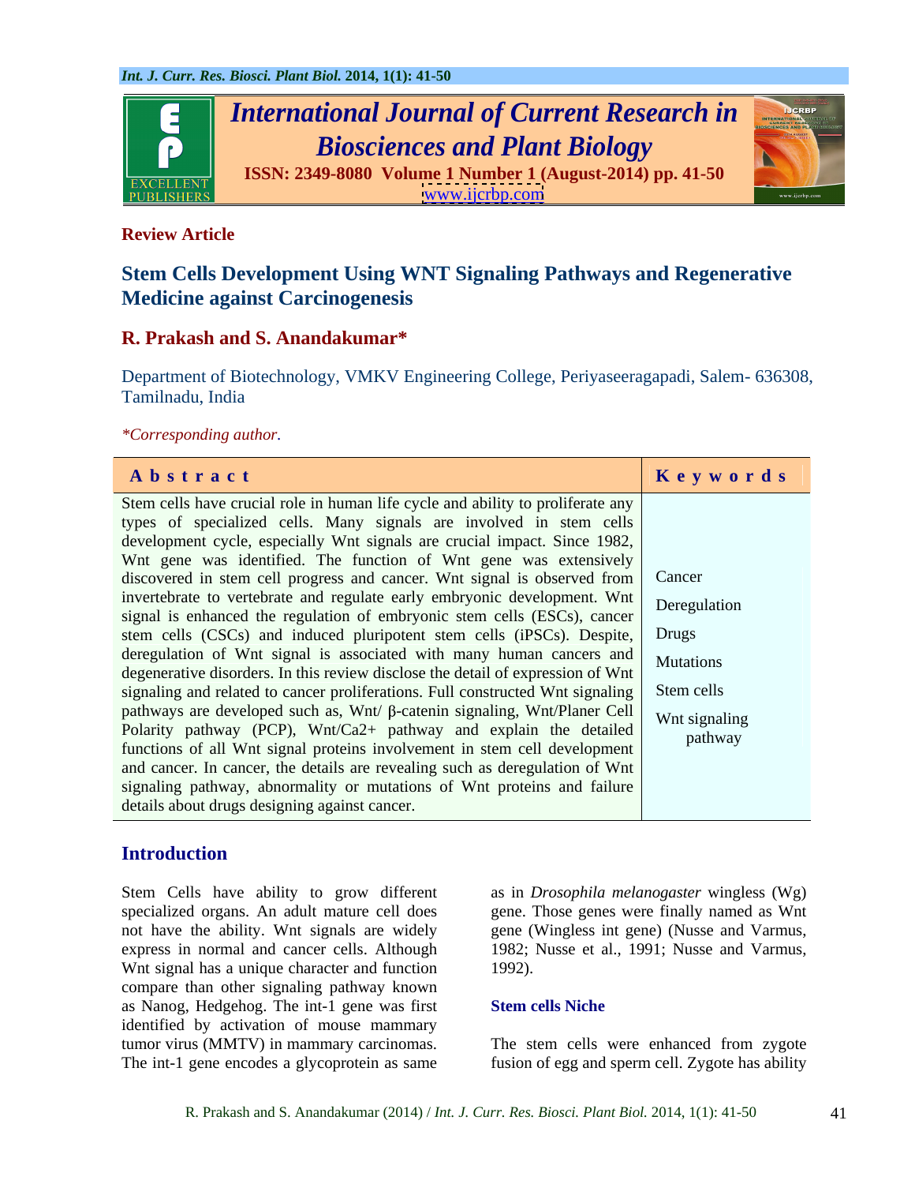**Review Article**

# Stem Cells Development Using WNT Signaling Pathways and Regenerative Medicine against Carcinogenesis

**R. Prakash and S. Anandakumar***

Department of Biotechnology, VMKV Engineering College, Periyaseeragapadi, Salem- 636308, Tamilnadu, India

*\*Corresponding author.*

| Abstract | Keywords |
|---|---|
| Stem cells have crucial role in human life cycle and ability to proliferate any types of specialized cells. Many signals are involved in stem cells development cycle, especially Wnt signals are crucial impact. Since 1982, Wnt gene was identified. The function of Wnt gene was extensively discovered in stem cell progress and cancer. Wnt signal is observed from invertebrate to vertebrate and regulate early embryonic development. Wnt signal is enhanced the regulation of embryonic stem cells (ESCs), cancer stem cells (CSCs) and induced pluripotent stem cells (iPSCs). Despite, deregulation of Wnt signal is associated with many human cancers and degenerative disorders. In this review disclose the detail of expression of Wnt signaling and related to cancer proliferations. Full constructed Wnt signaling pathways are developed such as, Wnt/ β-catenin signaling, Wnt/Planer Cell Polarity pathway (PCP), Wnt/Ca2+ pathway and explain the detailed functions of all Wnt signal proteins involvement in stem cell development and cancer. In cancer, the details are revealing such as deregulation of Wnt signaling pathway, abnormality or mutations of Wnt proteins and failure details about drugs designing against cancer. | Cancer<br>Deregulation<br>Drugs<br>Mutations<br>Stem cells<br>Wnt signaling pathway |

## Introduction

Stem Cells have ability to grow different specialized organs. An adult mature cell does not have the ability. Wnt signals are widely express in normal and cancer cells. Although Wnt signal has a unique character and function compare than other signaling pathway known as Nanog, Hedgehog. The int-1 gene was first identified by activation of mouse mammary tumor virus (MMTV) in mammary carcinomas. The int-1 gene encodes a glycoprotein as same as in *Drosophila melanogaster* wingless (Wg) gene. Those genes were finally named as Wnt gene (Wingless int gene) (Nusse and Varmus, 1982; Nusse et al., 1991; Nusse and Varmus, 1992).

### Stem cells Niche

The stem cells were enhanced from zygote fusion of egg and sperm cell. Zygote has ability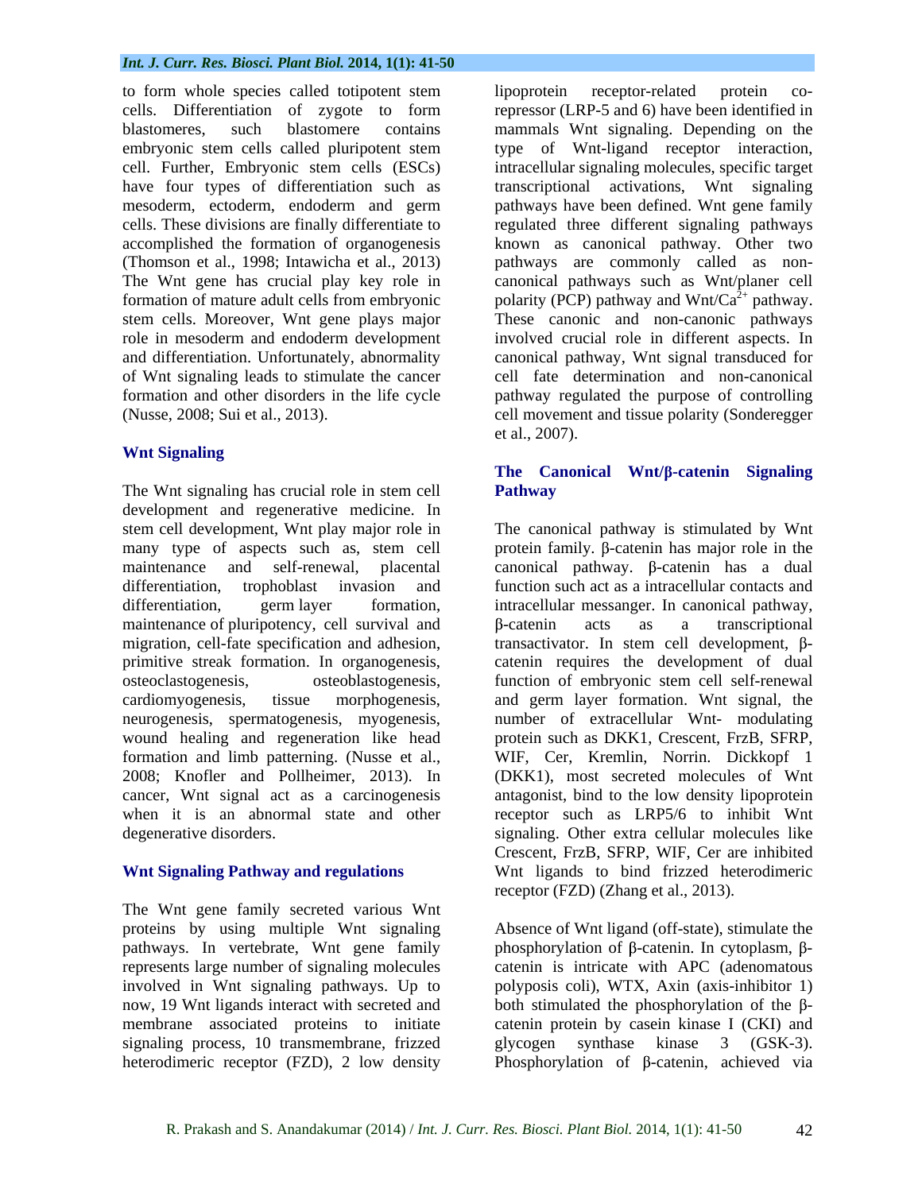to form whole species called totipotent stem cells. Differentiation of zygote to form blastomeres, such blastomere contains embryonic stem cells called pluripotent stem cell. Further, Embryonic stem cells (ESCs) have four types of differentiation such as mesoderm, ectoderm, endoderm and germ cells. These divisions are finally differentiate to accomplished the formation of organogenesis (Thomson et al., 1998; Intawicha et al., 2013) The Wnt gene has crucial play key role in formation of mature adult cells from embryonic stem cells. Moreover, Wnt gene plays major role in mesoderm and endoderm development and differentiation. Unfortunately, abnormality of Wnt signaling leads to stimulate the cancer formation and other disorders in the life cycle (Nusse, 2008; Sui et al., 2013).

## Wnt Signaling

The Wnt signaling has crucial role in stem cell development and regenerative medicine. In stem cell development, Wnt play major role in many type of aspects such as, stem cell maintenance and self-renewal, placental differentiation, trophoblast invasion and differentiation, germ layer formation, maintenance of pluripotency, cell survival and migration, cell-fate specification and adhesion, primitive streak formation. In organogenesis, osteoclastogenesis, osteoblastogenesis, cardiomyogenesis, tissue morphogenesis, neurogenesis, spermatogenesis, myogenesis, wound healing and regeneration like head formation and limb patterning. (Nusse et al., 2008; Knofler and Pollheimer, 2013). In cancer, Wnt signal act as a carcinogenesis when it is an abnormal state and other degenerative disorders.

## Wnt Signaling Pathway and regulations

The Wnt gene family secreted various Wnt proteins by using multiple Wnt signaling pathways. In vertebrate, Wnt gene family represents large number of signaling molecules involved in Wnt signaling pathways. Up to now, 19 Wnt ligands interact with secreted and membrane associated proteins to initiate signaling process, 10 transmembrane, frizzed heterodimeric receptor (FZD), 2 low density lipoprotein receptor-related protein co-repressor (LRP-5 and 6) have been identified in mammals Wnt signaling. Depending on the type of Wnt-ligand receptor interaction, intracellular signaling molecules, specific target transcriptional activations, Wnt signaling pathways have been defined. Wnt gene family regulated three different signaling pathways known as canonical pathway. Other two pathways are commonly called as non-canonical pathways such as Wnt/planer cell polarity (PCP) pathway and Wnt/$Ca^{2+}$ pathway. These canonic and non-canonic pathways involved crucial role in different aspects. In canonical pathway, Wnt signal transduced for cell fate determination and non-canonical pathway regulated the purpose of controlling cell movement and tissue polarity (Sonderegger et al., 2007).

## The Canonical Wnt/β-catenin Signaling Pathway

The canonical pathway is stimulated by Wnt protein family. β-catenin has major role in the canonical pathway. β-catenin has a dual function such act as a intracellular contacts and intracellular messanger. In canonical pathway, β-catenin acts as a transcriptional transactivator. In stem cell development, β-catenin requires the development of dual function of embryonic stem cell self-renewal and germ layer formation. Wnt signal, the number of extracellular Wnt- modulating protein such as DKK1, Crescent, FrzB, SFRP, WIF, Cer, Kremlin, Norrin. Dickkopf 1 (DKK1), most secreted molecules of Wnt antagonist, bind to the low density lipoprotein receptor such as LRP5/6 to inhibit Wnt signaling. Other extra cellular molecules like Crescent, FrzB, SFRP, WIF, Cer are inhibited Wnt ligands to bind frizzed heterodimeric receptor (FZD) (Zhang et al., 2013).

Absence of Wnt ligand (off-state), stimulate the phosphorylation of β-catenin. In cytoplasm, β-catenin is intricate with APC (adenomatous polyposis coli), WTX, Axin (axis-inhibitor 1) both stimulated the phosphorylation of the β-catenin protein by casein kinase I (CKI) and glycogen synthase kinase 3 (GSK-3). Phosphorylation of β-catenin, achieved via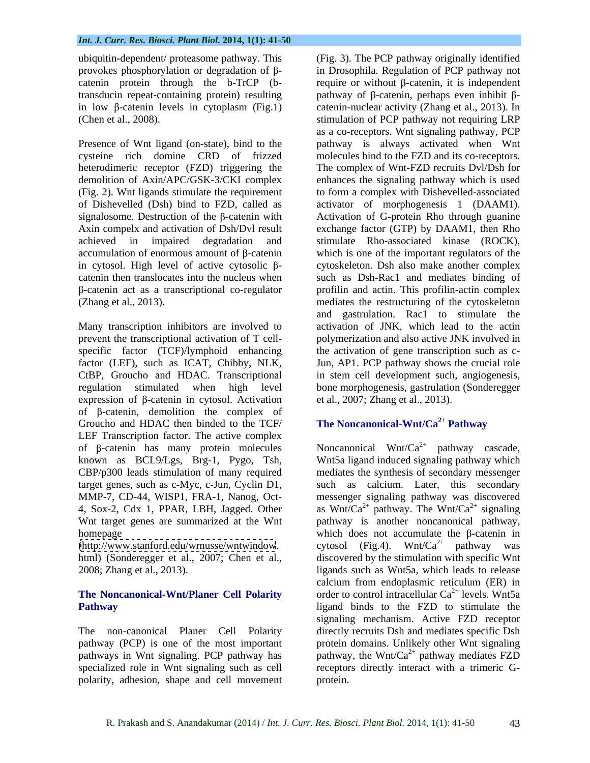ubiquitin-dependent/ proteasome pathway. This provokes phosphorylation or degradation of β-catenin protein through the b-TrCP (b-transducin repeat-containing protein) resulting in low β-catenin levels in cytoplasm (Fig.1) (Chen et al., 2008).

Presence of Wnt ligand (on-state), bind to the cysteine rich domine CRD of frizzed heterodimeric receptor (FZD) triggering the demolition of Axin/APC/GSK-3/CKI complex (Fig. 2). Wnt ligands stimulate the requirement of Dishevelled (Dsh) bind to FZD, called as signalosome. Destruction of the β-catenin with Axin compelx and activation of Dsh/Dvl result achieved in impaired degradation and accumulation of enormous amount of β-catenin in cytosol. High level of active cytosolic β-catenin then translocates into the nucleus when β-catenin act as a transcriptional co-regulator (Zhang et al., 2013).

Many transcription inhibitors are involved to prevent the transcriptional activation of T cell-specific factor (TCF)/lymphoid enhancing factor (LEF), such as ICAT, Chibby, NLK, CtBP, Groucho and HDAC. Transcriptional regulation stimulated when high level expression of β-catenin in cytosol. Activation of β-catenin, demolition the complex of Groucho and HDAC then binded to the TCF/ LEF Transcription factor. The active complex of β-catenin has many protein molecules known as BCL9/Lgs, Brg-1, Pygo, Tsh, CBP/p300 leads stimulation of many required target genes, such as c-Myc, c-Jun, Cyclin D1, MMP-7, CD-44, WISP1, FRA-1, Nanog, Oct-4, Sox-2, Cdx 1, PPAR, LBH, Jagged. Other Wnt target genes are summarized at the Wnt homepage (http://www.stanford.edu/wrnusse/wntwindow.html) (Sonderegger et al., 2007; Chen et al., 2008; Zhang et al., 2013).

## The Noncanonical-Wnt/Planer Cell Polarity Pathway

The non-canonical Planer Cell Polarity pathway (PCP) is one of the most important pathways in Wnt signaling. PCP pathway has specialized role in Wnt signaling such as cell polarity, adhesion, shape and cell movement (Fig. 3). The PCP pathway originally identified in Drosophila. Regulation of PCP pathway not require or without β-catenin, it is independent pathway of β-catenin, perhaps even inhibit β-catenin-nuclear activity (Zhang et al., 2013). In stimulation of PCP pathway not requiring LRP as a co-receptors. Wnt signaling pathway, PCP pathway is always activated when Wnt molecules bind to the FZD and its co-receptors. The complex of Wnt-FZD recruits Dvl/Dsh for enhances the signaling pathway which is used to form a complex with Dishevelled-associated activator of morphogenesis 1 (DAAM1). Activation of G-protein Rho through guanine exchange factor (GTP) by DAAM1, then Rho stimulate Rho-associated kinase (ROCK), which is one of the important regulators of the cytoskeleton. Dsh also make another complex such as Dsh-Rac1 and mediates binding of profilin and actin. This profilin-actin complex mediates the restructuring of the cytoskeleton and gastrulation. Rac1 to stimulate the activation of JNK, which lead to the actin polymerization and also active JNK involved in the activation of gene transcription such as c-Jun, AP1. PCP pathway shows the crucial role in stem cell development such, angiogenesis, bone morphogenesis, gastrulation (Sonderegger et al., 2007; Zhang et al., 2013).

## The Noncanonical-Wnt/$Ca^{2+}$ Pathway

Noncanonical Wnt/$Ca^{2+}$ pathway cascade, Wnt5a ligand induced signaling pathway which mediates the synthesis of secondary messenger such as calcium. Later, this secondary messenger signaling pathway was discovered as Wnt/$Ca^{2+}$ pathway. The Wnt/$Ca^{2+}$ signaling pathway is another noncanonical pathway, which does not accumulate the β-catenin in cytosol (Fig.4). Wnt/$Ca^{2+}$ pathway was discovered by the stimulation with specific Wnt ligands such as Wnt5a, which leads to release calcium from endoplasmic reticulum (ER) in order to control intracellular $Ca^{2+}$ levels. Wnt5a ligand binds to the FZD to stimulate the signaling mechanism. Active FZD receptor directly recruits Dsh and mediates specific Dsh protein domains. Unlikely other Wnt signaling pathway, the Wnt/$Ca^{2+}$ pathway mediates FZD receptors directly interact with a trimeric G-protein.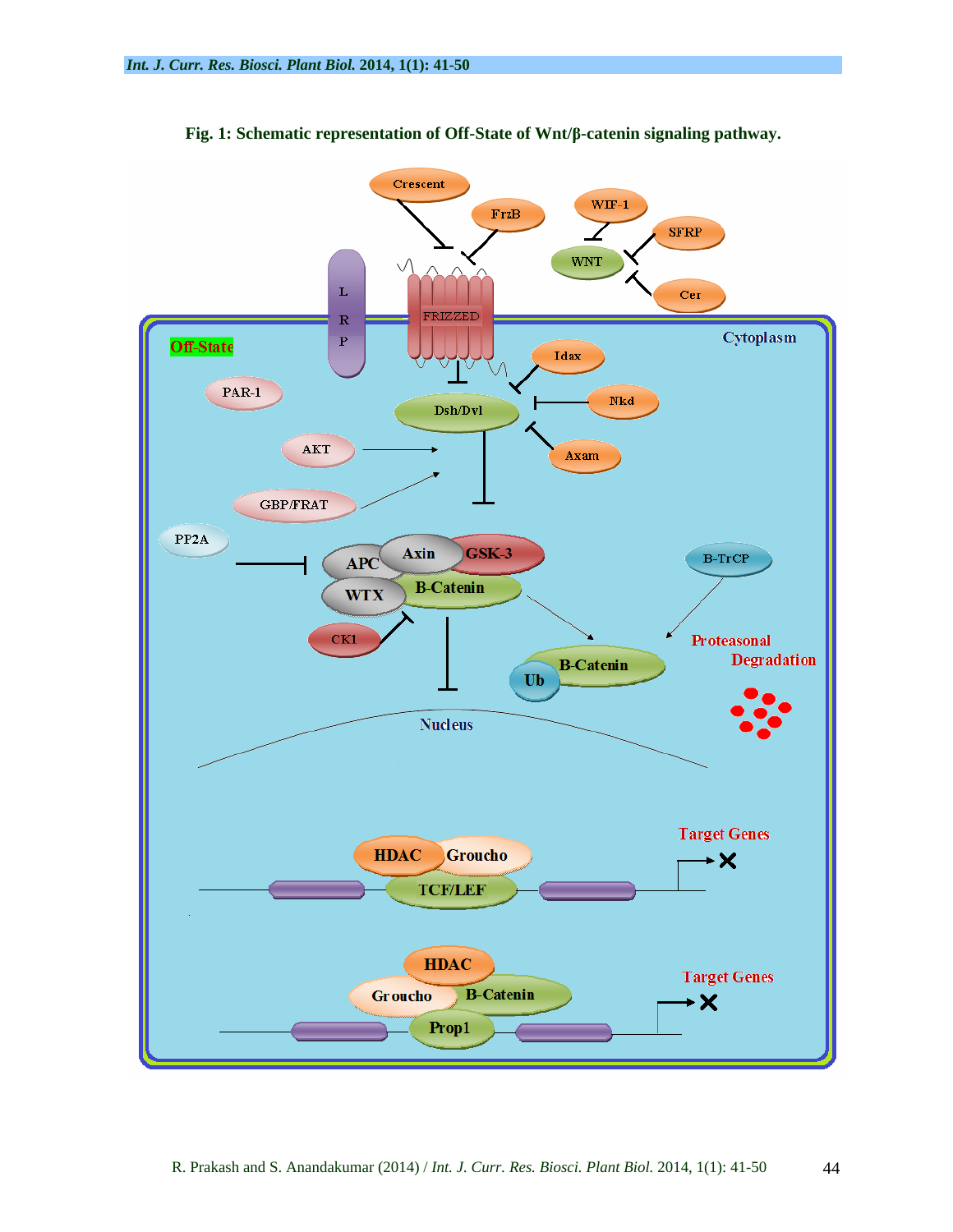**Fig. 1: Schematic representation of Off-State of Wnt/β-catenin signaling pathway.**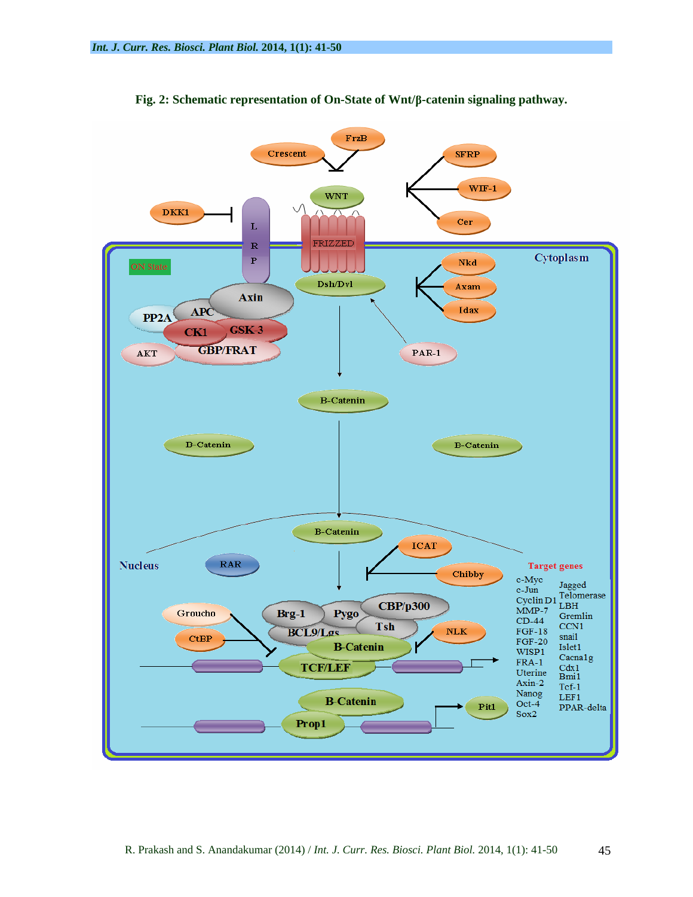**Fig. 2: Schematic representation of On-State of Wnt/β-catenin signaling pathway.**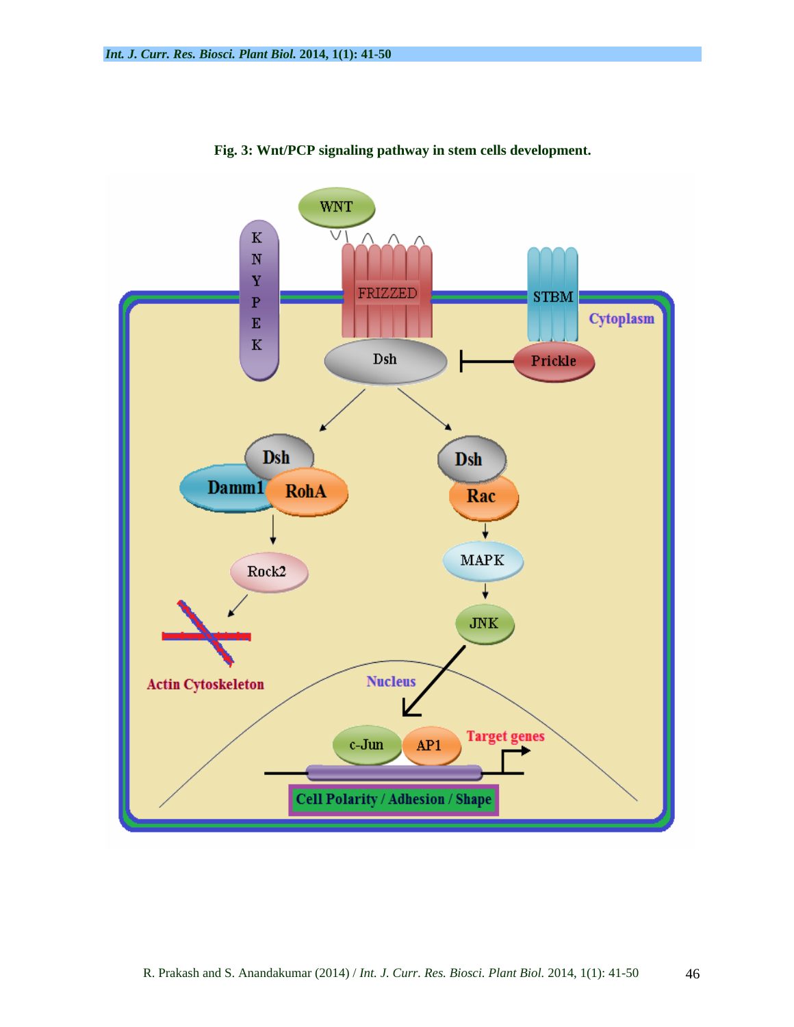**Fig. 3: Wnt/PCP signaling pathway in stem cells development.**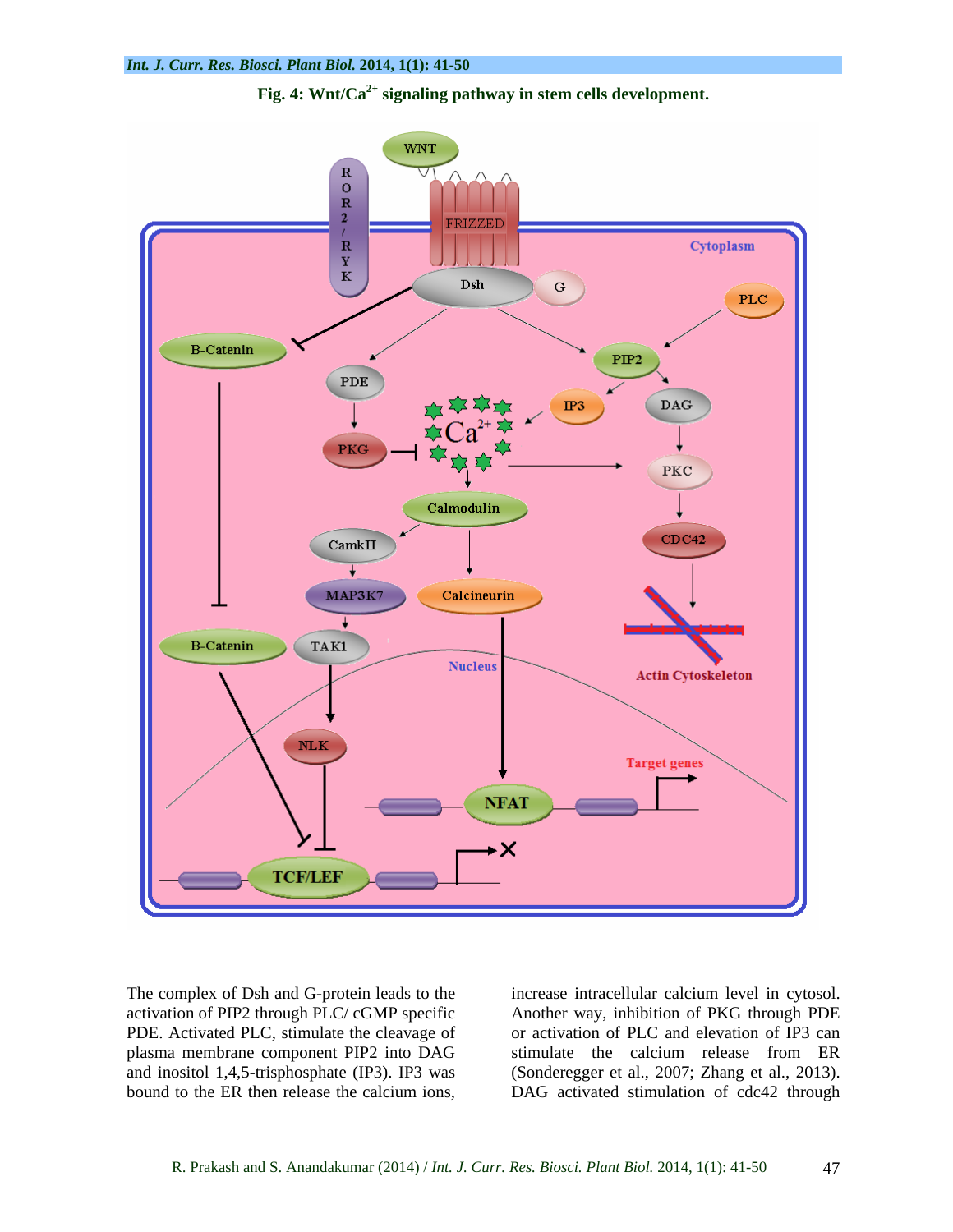**Fig. 4: Wnt/$Ca^{2+}$ signaling pathway in stem cells development.**

The complex of Dsh and G-protein leads to the activation of PIP2 through PLC/ cGMP specific PDE. Activated PLC, stimulate the cleavage of plasma membrane component PIP2 into DAG and inositol 1,4,5-trisphosphate (IP3). IP3 was bound to the ER then release the calcium ions, increase intracellular calcium level in cytosol. Another way, inhibition of PKG through PDE or activation of PLC and elevation of IP3 can stimulate the calcium release from ER (Sonderegger et al., 2007; Zhang et al., 2013). DAG activated stimulation of cdc42 through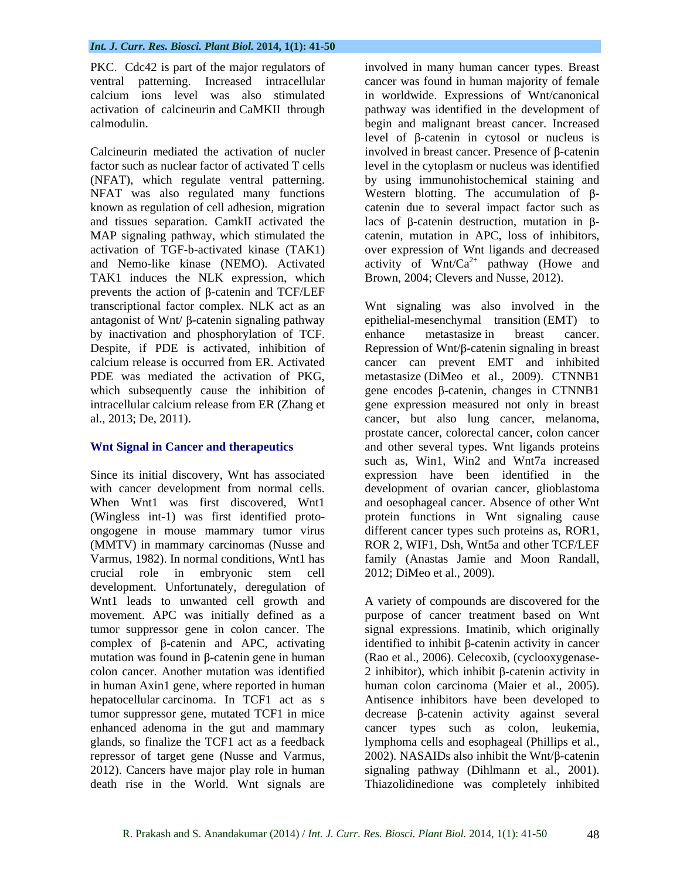PKC. Cdc42 is part of the major regulators of ventral patterning. Increased intracellular calcium ions level was also stimulated activation of calcineurin and CaMKII through calmodulin.

Calcineurin mediated the activation of nucler factor such as nuclear factor of activated T cells (NFAT), which regulate ventral patterning. NFAT was also regulated many functions known as regulation of cell adhesion, migration and tissues separation. CamkII activated the MAP signaling pathway, which stimulated the activation of TGF-b-activated kinase (TAK1) and Nemo-like kinase (NEMO). Activated TAK1 induces the NLK expression, which prevents the action of β-catenin and TCF/LEF transcriptional factor complex. NLK act as an antagonist of Wnt/ β-catenin signaling pathway by inactivation and phosphorylation of TCF. Despite, if PDE is activated, inhibition of calcium release is occurred from ER. Activated PDE was mediated the activation of PKG, which subsequently cause the inhibition of intracellular calcium release from ER (Zhang et al., 2013; De, 2011).

## Wnt Signal in Cancer and therapeutics

Since its initial discovery, Wnt has associated with cancer development from normal cells. When Wnt1 was first discovered, Wnt1 (Wingless int-1) was first identified proto-ongogene in mouse mammary tumor virus (MMTV) in mammary carcinomas (Nusse and Varmus, 1982). In normal conditions, Wnt1 has crucial role in embryonic stem cell development. Unfortunately, deregulation of Wnt1 leads to unwanted cell growth and movement. APC was initially defined as a tumor suppressor gene in colon cancer. The complex of β-catenin and APC, activating mutation was found in β-catenin gene in human colon cancer. Another mutation was identified in human Axin1 gene, where reported in human hepatocellular carcinoma. In TCF1 act as s tumor suppressor gene, mutated TCF1 in mice enhanced adenoma in the gut and mammary glands, so finalize the TCF1 act as a feedback repressor of target gene (Nusse and Varmus, 2012). Cancers have major play role in human death rise in the World. Wnt signals are involved in many human cancer types. Breast cancer was found in human majority of female in worldwide. Expressions of Wnt/canonical pathway was identified in the development of begin and malignant breast cancer. Increased level of β-catenin in cytosol or nucleus is involved in breast cancer. Presence of β-catenin level in the cytoplasm or nucleus was identified by using immunohistochemical staining and Western blotting. The accumulation of β-catenin due to several impact factor such as lacs of β-catenin destruction, mutation in β-catenin, mutation in APC, loss of inhibitors, over expression of Wnt ligands and decreased activity of Wnt/$Ca^{2+}$ pathway (Howe and Brown, 2004; Clevers and Nusse, 2012).

Wnt signaling was also involved in the epithelial-mesenchymal transition (EMT) to enhance metastasize in breast cancer. Repression of Wnt/β-catenin signaling in breast cancer can prevent EMT and inhibited metastasize (DiMeo et al., 2009). CTNNB1 gene encodes β-catenin, changes in CTNNB1 gene expression measured not only in breast cancer, but also lung cancer, melanoma, prostate cancer, colorectal cancer, colon cancer and other several types. Wnt ligands proteins such as, Win1, Win2 and Wnt7a increased expression have been identified in the development of ovarian cancer, glioblastoma and oesophageal cancer. Absence of other Wnt protein functions in Wnt signaling cause different cancer types such proteins as, ROR1, ROR 2, WIF1, Dsh, Wnt5a and other TCF/LEF family (Anastas Jamie and Moon Randall, 2012; DiMeo et al., 2009).

A variety of compounds are discovered for the purpose of cancer treatment based on Wnt signal expressions. Imatinib, which originally identified to inhibit β-catenin activity in cancer (Rao et al., 2006). Celecoxib, (cyclooxygenase-2 inhibitor), which inhibit β-catenin activity in human colon carcinoma (Maier et al., 2005). Antisence inhibitors have been developed to decrease β-catenin activity against several cancer types such as colon, leukemia, lymphoma cells and esophageal (Phillips et al., 2002). NASAIDs also inhibit the Wnt/β-catenin signaling pathway (Dihlmann et al., 2001). Thiazolidinedione was completely inhibited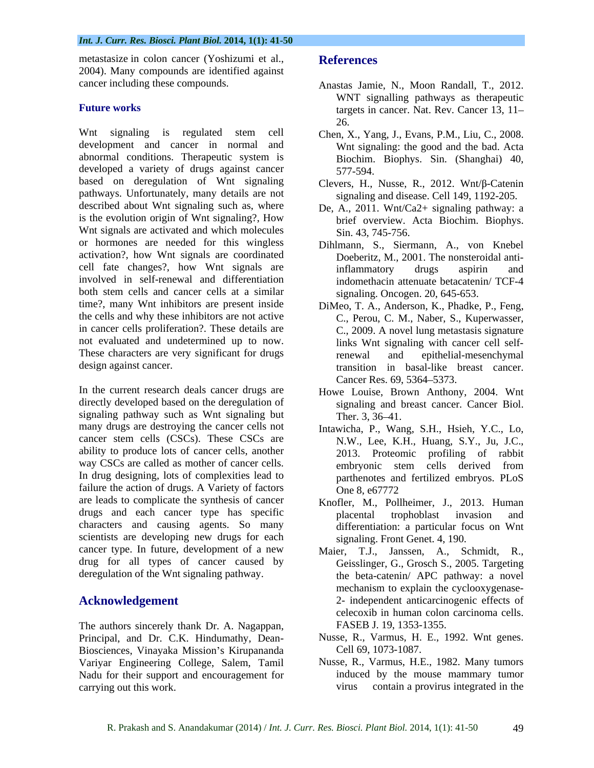metastasize in colon cancer (Yoshizumi et al., 2004). Many compounds are identified against cancer including these compounds.

## Future works

Wnt signaling is regulated stem cell development and cancer in normal and abnormal conditions. Therapeutic system is developed a variety of drugs against cancer based on deregulation of Wnt signaling pathways. Unfortunately, many details are not described about Wnt signaling such as, where is the evolution origin of Wnt signaling?, How Wnt signals are activated and which molecules or hormones are needed for this wingless activation?, how Wnt signals are coordinated cell fate changes?, how Wnt signals are involved in self-renewal and differentiation both stem cells and cancer cells at a similar time?, many Wnt inhibitors are present inside the cells and why these inhibitors are not active in cancer cells proliferation?. These details are not evaluated and undetermined up to now. These characters are very significant for drugs design against cancer.

In the current research deals cancer drugs are directly developed based on the deregulation of signaling pathway such as Wnt signaling but many drugs are destroying the cancer cells not cancer stem cells (CSCs). These CSCs are ability to produce lots of cancer cells, another way CSCs are called as mother of cancer cells. In drug designing, lots of complexities lead to failure the action of drugs. A Variety of factors are leads to complicate the synthesis of cancer drugs and each cancer type has specific characters and causing agents. So many scientists are developing new drugs for each cancer type. In future, development of a new drug for all types of cancer caused by deregulation of the Wnt signaling pathway.

## Acknowledgement

The authors sincerely thank Dr. A. Nagappan, Principal, and Dr. C.K. Hindumathy, Dean-Biosciences, Vinayaka Mission's Kirupananda Variyar Engineering College, Salem, Tamil Nadu for their support and encouragement for carrying out this work.

## References

Anastas Jamie, N., Moon Randall, T., 2012. WNT signalling pathways as therapeutic targets in cancer. Nat. Rev. Cancer 13, 11–26.

Chen, X., Yang, J., Evans, P.M., Liu, C., 2008. Wnt signaling: the good and the bad. Acta Biochim. Biophys. Sin. (Shanghai) 40, 577-594.

Clevers, H., Nusse, R., 2012. Wnt/β-Catenin signaling and disease. Cell 149, 1192-205.

De, A., 2011. Wnt/Ca2+ signaling pathway: a brief overview. Acta Biochim. Biophys. Sin. 43, 745-756.

Dihlmann, S., Siermann, A., von Knebel Doeberitz, M., 2001. The nonsteroidal anti-inflammatory drugs aspirin and indomethacin attenuate betacatenin/ TCF-4 signaling. Oncogen. 20, 645-653.

DiMeo, T. A., Anderson, K., Phadke, P., Feng, C., Perou, C. M., Naber, S., Kuperwasser, C., 2009. A novel lung metastasis signature links Wnt signaling with cancer cell self-renewal and epithelial-mesenchymal transition in basal-like breast cancer. Cancer Res. 69, 5364–5373.

Howe Louise, Brown Anthony, 2004. Wnt signaling and breast cancer. Cancer Biol. Ther. 3, 36–41.

Intawicha, P., Wang, S.H., Hsieh, Y.C., Lo, N.W., Lee, K.H., Huang, S.Y., Ju, J.C., 2013. Proteomic profiling of rabbit embryonic stem cells derived from parthenotes and fertilized embryos. PLoS One 8, e67772

Knofler, M., Pollheimer, J., 2013. Human placental trophoblast invasion and differentiation: a particular focus on Wnt signaling. Front Genet. 4, 190.

Maier, T.J., Janssen, A., Schmidt, R., Geisslinger, G., Grosch S., 2005. Targeting the beta-catenin/ APC pathway: a novel mechanism to explain the cyclooxygenase-2- independent anticarcinogenic effects of celecoxib in human colon carcinoma cells. FASEB J. 19, 1353-1355.

Nusse, R., Varmus, H. E., 1992. Wnt genes. Cell 69, 1073-1087.

Nusse, R., Varmus, H.E., 1982. Many tumors induced by the mouse mammary tumor virus contain a provirus integrated in the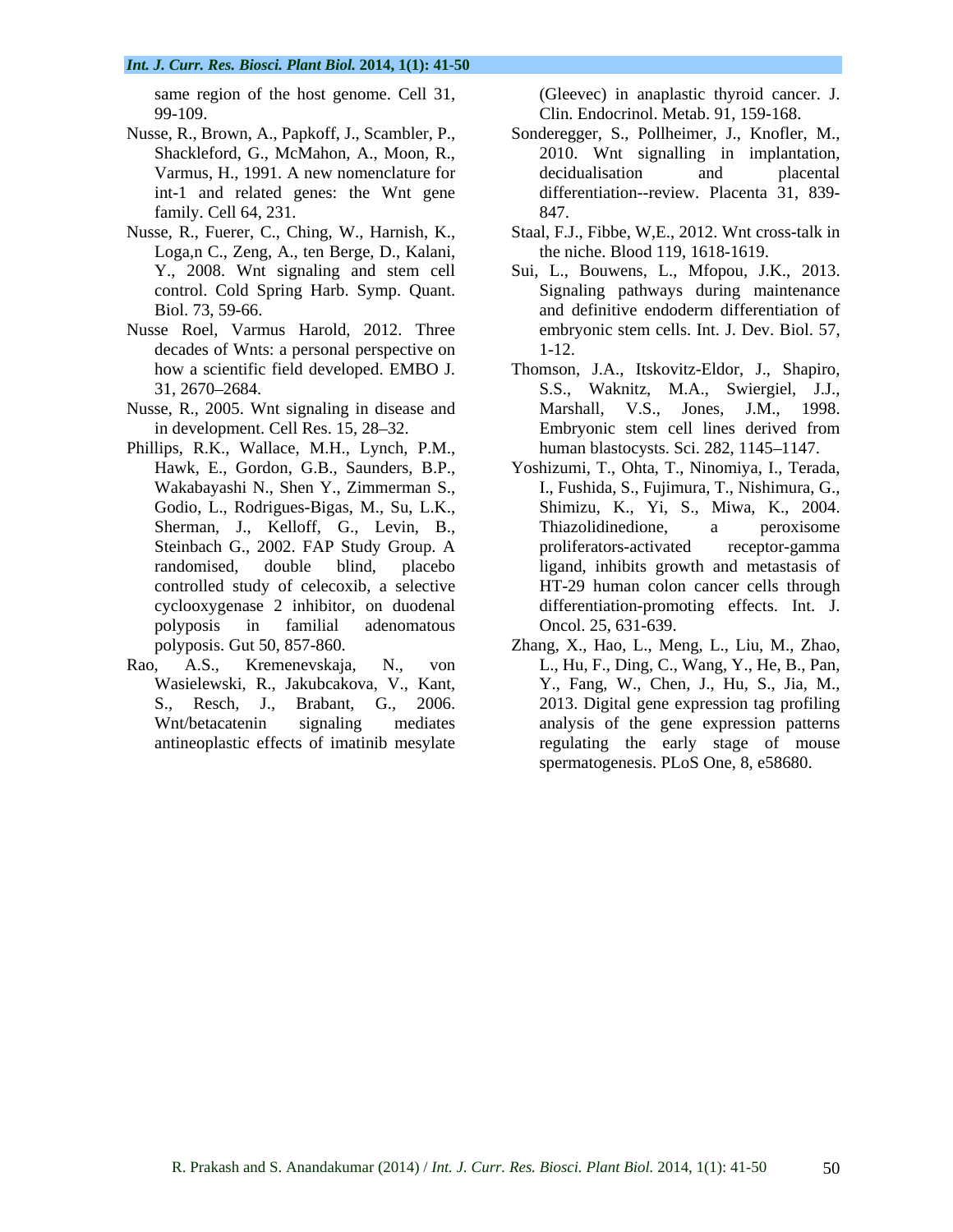same region of the host genome. Cell 31, 99-109.

Nusse, R., Brown, A., Papkoff, J., Scambler, P., Shackleford, G., McMahon, A., Moon, R., Varmus, H., 1991. A new nomenclature for int-1 and related genes: the Wnt gene family. Cell 64, 231.

Nusse, R., Fuerer, C., Ching, W., Harnish, K., Loga,n C., Zeng, A., ten Berge, D., Kalani, Y., 2008. Wnt signaling and stem cell control. Cold Spring Harb. Symp. Quant. Biol. 73, 59-66.

Nusse Roel, Varmus Harold, 2012. Three decades of Wnts: a personal perspective on how a scientific field developed. EMBO J. 31, 2670–2684.

Nusse, R., 2005. Wnt signaling in disease and in development. Cell Res. 15, 28–32.

Phillips, R.K., Wallace, M.H., Lynch, P.M., Hawk, E., Gordon, G.B., Saunders, B.P., Wakabayashi N., Shen Y., Zimmerman S., Godio, L., Rodrigues-Bigas, M., Su, L.K., Sherman, J., Kelloff, G., Levin, B., Steinbach G., 2002. FAP Study Group. A randomised, double blind, placebo controlled study of celecoxib, a selective cyclooxygenase 2 inhibitor, on duodenal polyposis in familial adenomatous polyposis. Gut 50, 857-860.

Rao, A.S., Kremenevskaja, N., von Wasielewski, R., Jakubcakova, V., Kant, S., Resch, J., Brabant, G., 2006. Wnt/betacatenin signaling mediates antineoplastic effects of imatinib mesylate (Gleevec) in anaplastic thyroid cancer. J. Clin. Endocrinol. Metab. 91, 159-168.

Sonderegger, S., Pollheimer, J., Knofler, M., 2010. Wnt signalling in implantation, decidualisation and placental differentiation--review. Placenta 31, 839-847.

Staal, F.J., Fibbe, W,E., 2012. Wnt cross-talk in the niche. Blood 119, 1618-1619.

Sui, L., Bouwens, L., Mfopou, J.K., 2013. Signaling pathways during maintenance and definitive endoderm differentiation of embryonic stem cells. Int. J. Dev. Biol. 57, 1-12.

Thomson, J.A., Itskovitz-Eldor, J., Shapiro, S.S., Waknitz, M.A., Swiergiel, J.J., Marshall, V.S., Jones, J.M., 1998. Embryonic stem cell lines derived from human blastocysts. Sci. 282, 1145–1147.

Yoshizumi, T., Ohta, T., Ninomiya, I., Terada, I., Fushida, S., Fujimura, T., Nishimura, G., Shimizu, K., Yi, S., Miwa, K., 2004. Thiazolidinedione, a peroxisome proliferators-activated receptor-gamma ligand, inhibits growth and metastasis of HT-29 human colon cancer cells through differentiation-promoting effects. Int. J. Oncol. 25, 631-639.

Zhang, X., Hao, L., Meng, L., Liu, M., Zhao, L., Hu, F., Ding, C., Wang, Y., He, B., Pan, Y., Fang, W., Chen, J., Hu, S., Jia, M., 2013. Digital gene expression tag profiling analysis of the gene expression patterns regulating the early stage of mouse spermatogenesis. PLoS One, 8, e58680.